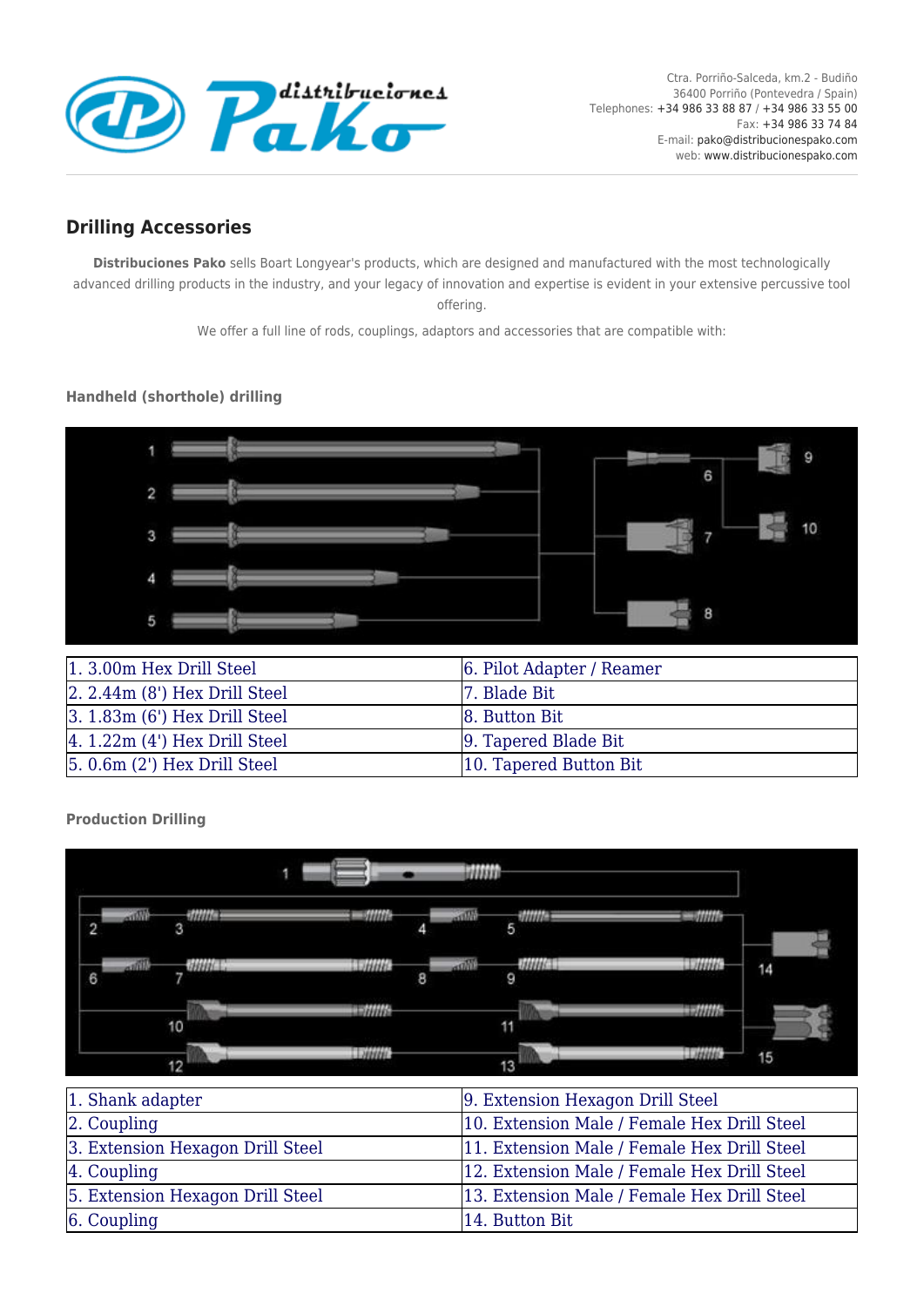Ctra. Porriño-Salceda, km.2 - Budiño
36400 Porriño (Pontevedra / Spain)
Telephones: +34 986 33 88 87 / +34 986 33 55 00
Fax: +34 986 33 74 84
E-mail: pako@distribucionespako.com
web: www.distribucionespako.com

## Drilling Accessories

**Distribuciones Pako** sells Boart Longyear's products, which are designed and manufactured with the most technologically advanced drilling products in the industry, and your legacy of innovation and expertise is evident in your extensive percussive tool offering.

We offer a full line of rods, couplings, adaptors and accessories that are compatible with:

#### Handheld (shorthole) drilling

| 1. 3.00m Hex Drill Steel | 6. Pilot Adapter / Reamer |
|---|---|
| 2. 2.44m (8') Hex Drill Steel | 7. Blade Bit |
| 3. 1.83m (6') Hex Drill Steel | 8. Button Bit |
| 4. 1.22m (4') Hex Drill Steel | 9. Tapered Blade Bit |
| 5. 0.6m (2') Hex Drill Steel | 10. Tapered Button Bit |

#### Production Drilling

| 1. Shank adapter | 9. Extension Hexagon Drill Steel |
|---|---|
| 2. Coupling | 10. Extension Male / Female Hex Drill Steel |
| 3. Extension Hexagon Drill Steel | 11. Extension Male / Female Hex Drill Steel |
| 4. Coupling | 12. Extension Male / Female Hex Drill Steel |
| 5. Extension Hexagon Drill Steel | 13. Extension Male / Female Hex Drill Steel |
| 6. Coupling | 14. Button Bit |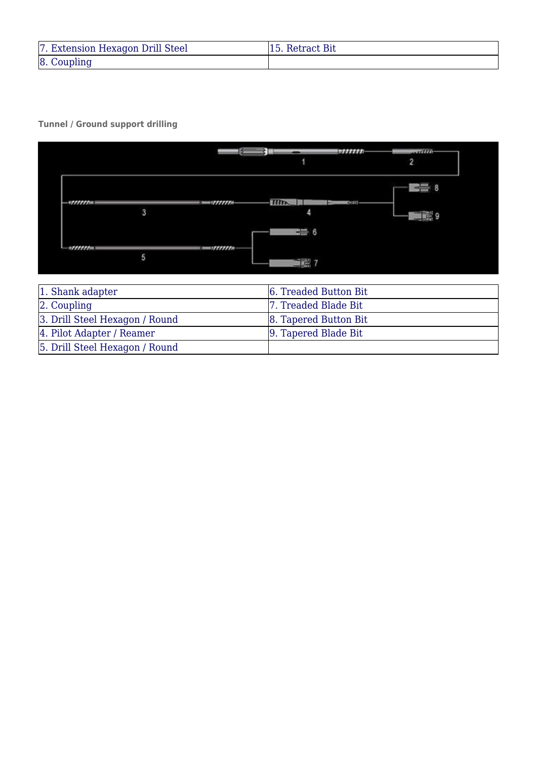| | |
|---|---|
| 7. Extension Hexagon Drill Steel | 15. Retract Bit |
| 8. Coupling | |

**Tunnel / Ground support drilling**

1

2

3

4

5

6

7

8

9

| | |
|---|---|
| 1. Shank adapter | 6. Treaded Button Bit |
| 2. Coupling | 7. Treaded Blade Bit |
| 3. Drill Steel Hexagon / Round | 8. Tapered Button Bit |
| 4. Pilot Adapter / Reamer | 9. Tapered Blade Bit |
| 5. Drill Steel Hexagon / Round | |